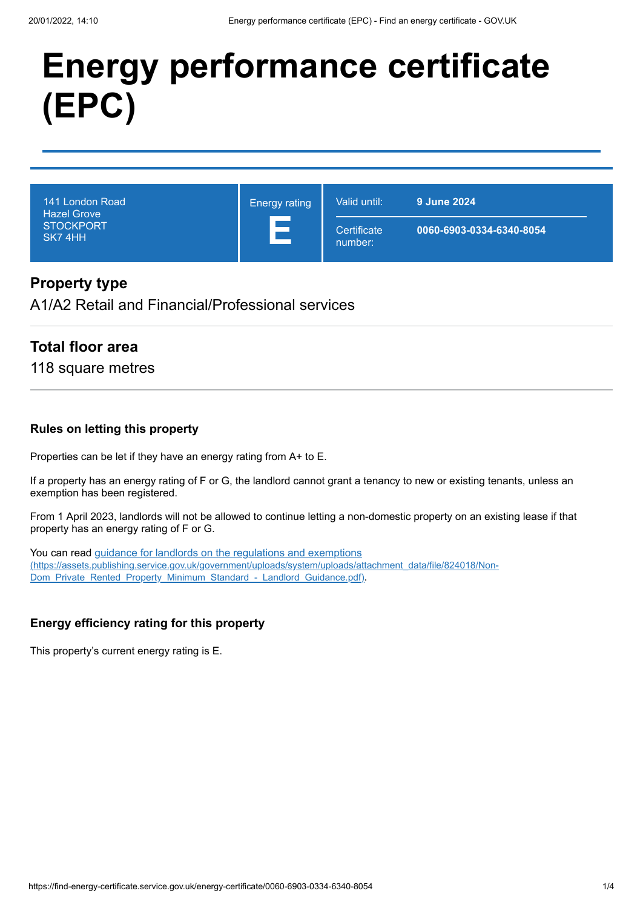# Energy performance certificate (EPC)

| 141 London Road<br>Hazel Grove<br>STOCKPORT<br>SK7 4HH | Energy rating<br>**E** | Valid until: **9 June 2024**<br>Certificate number: **0060-6903-0334-6340-8054** |
|---|---|---|

## Property type

A1/A2 Retail and Financial/Professional services

## Total floor area

118 square metres

### Rules on letting this property

Properties can be let if they have an energy rating from A+ to E.

If a property has an energy rating of F or G, the landlord cannot grant a tenancy to new or existing tenants, unless an exemption has been registered.

From 1 April 2023, landlords will not be allowed to continue letting a non-domestic property on an existing lease if that property has an energy rating of F or G.

You can read [guidance for landlords on the regulations and exemptions (https://assets.publishing.service.gov.uk/government/uploads/system/uploads/attachment_data/file/824018/Non-Dom_Private_Rented_Property_Minimum_Standard_-_Landlord_Guidance.pdf)](https://assets.publishing.service.gov.uk/government/uploads/system/uploads/attachment_data/file/824018/Non-Dom_Private_Rented_Property_Minimum_Standard_-_Landlord_Guidance.pdf).

### Energy efficiency rating for this property

This property's current energy rating is E.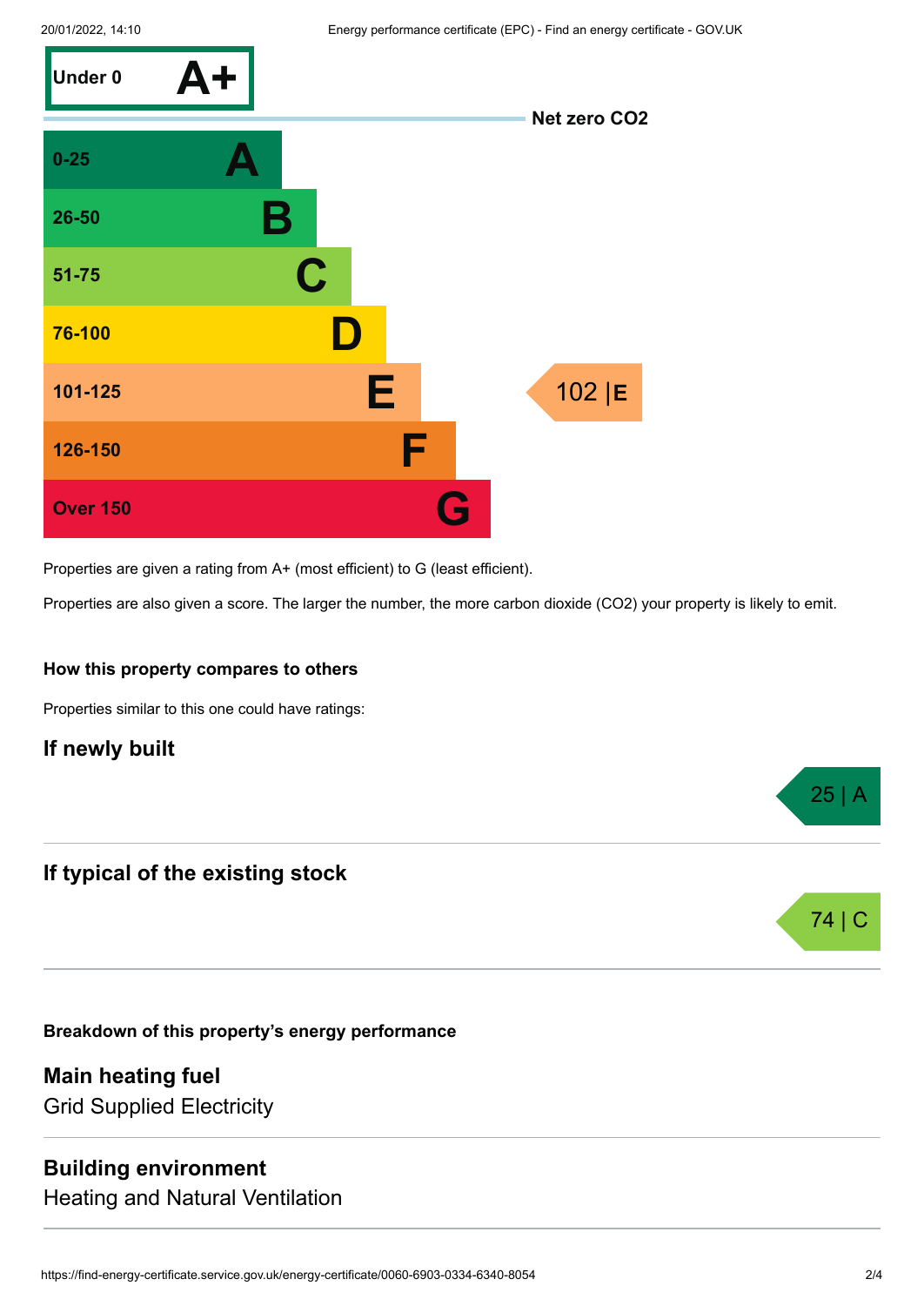| Score | Rating |
| --- | --- |
| Under 0 | A+ |
| 0-25 | A |
| 26-50 | B |
| 51-75 | C |
| 76-100 | D |
| 101-125 | E |
| 126-150 | F |
| Over 150 | G |

Net zero $CO_2$

This property: 102 | E

Properties are given a rating from A+ (most efficient) to G (least efficient).

Properties are also given a score. The larger the number, the more carbon dioxide ($CO_2$) your property is likely to emit.

### How this property compares to others

Properties similar to this one could have ratings:

## If newly built

25 | A

## If typical of the existing stock

74 | C

### Breakdown of this property's energy performance

## Main heating fuel

Grid Supplied Electricity

## Building environment

Heating and Natural Ventilation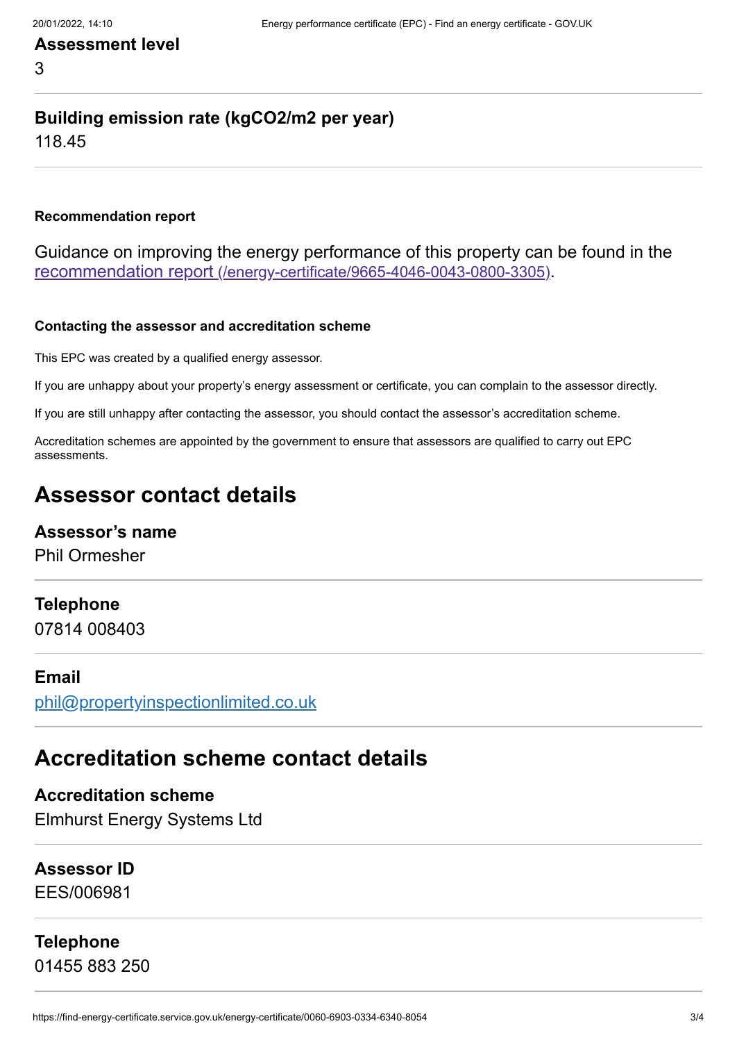**Assessment level**

3

**Building emission rate (kgCO2/m2 per year)**

118.45

**Recommendation report**

Guidance on improving the energy performance of this property can be found in the [recommendation report (/energy-certificate/9665-4046-0043-0800-3305)](/energy-certificate/9665-4046-0043-0800-3305).

**Contacting the assessor and accreditation scheme**

This EPC was created by a qualified energy assessor.

If you are unhappy about your property's energy assessment or certificate, you can complain to the assessor directly.

If you are still unhappy after contacting the assessor, you should contact the assessor's accreditation scheme.

Accreditation schemes are appointed by the government to ensure that assessors are qualified to carry out EPC assessments.

## Assessor contact details

**Assessor's name**

Phil Ormesher

**Telephone**

07814 008403

**Email**

phil@propertyinspectionlimited.co.uk

## Accreditation scheme contact details

**Accreditation scheme**

Elmhurst Energy Systems Ltd

**Assessor ID**

EES/006981

**Telephone**

01455 883 250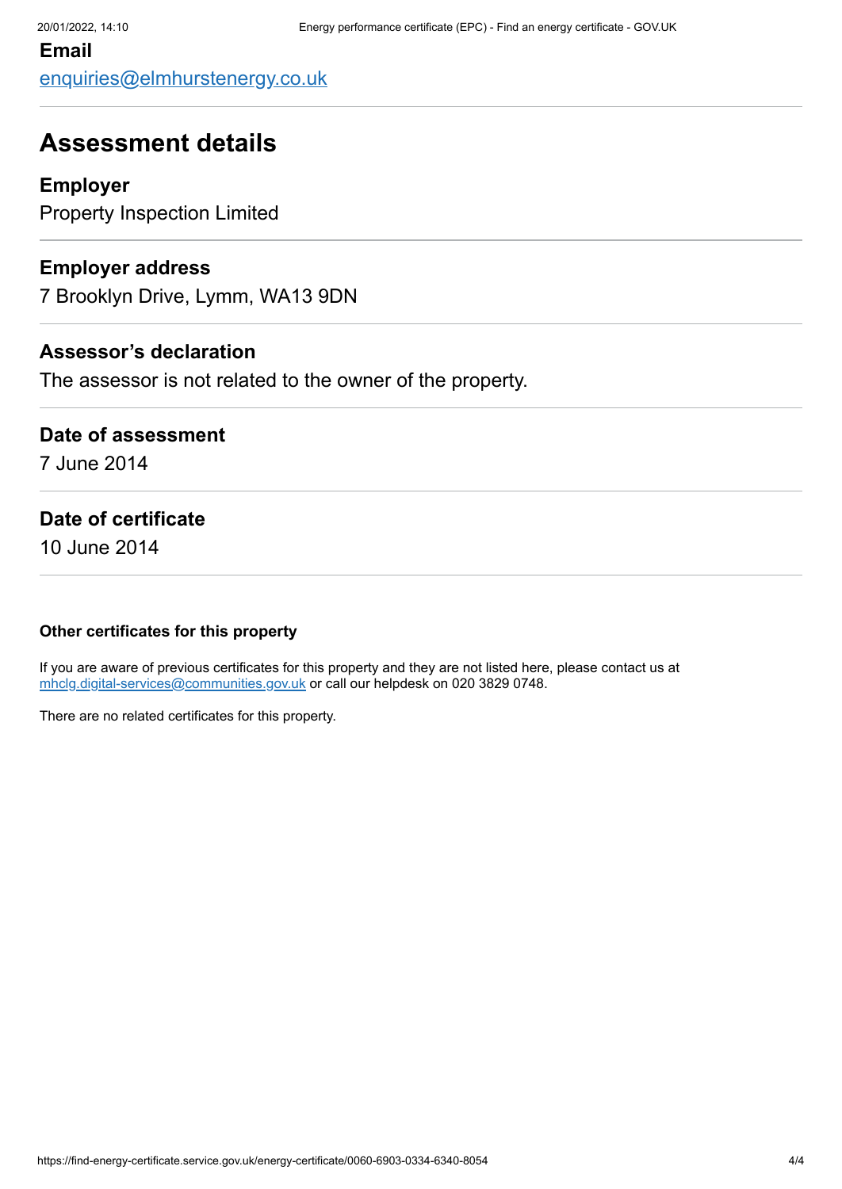**Email**

enquiries@elmhurstenergy.co.uk

## Assessment details

**Employer**

Property Inspection Limited

**Employer address**

7 Brooklyn Drive, Lymm, WA13 9DN

**Assessor's declaration**

The assessor is not related to the owner of the property.

**Date of assessment**

7 June 2014

**Date of certificate**

10 June 2014

#### Other certificates for this property

If you are aware of previous certificates for this property and they are not listed here, please contact us at mhclg.digital-services@communities.gov.uk or call our helpdesk on 020 3829 0748.

There are no related certificates for this property.